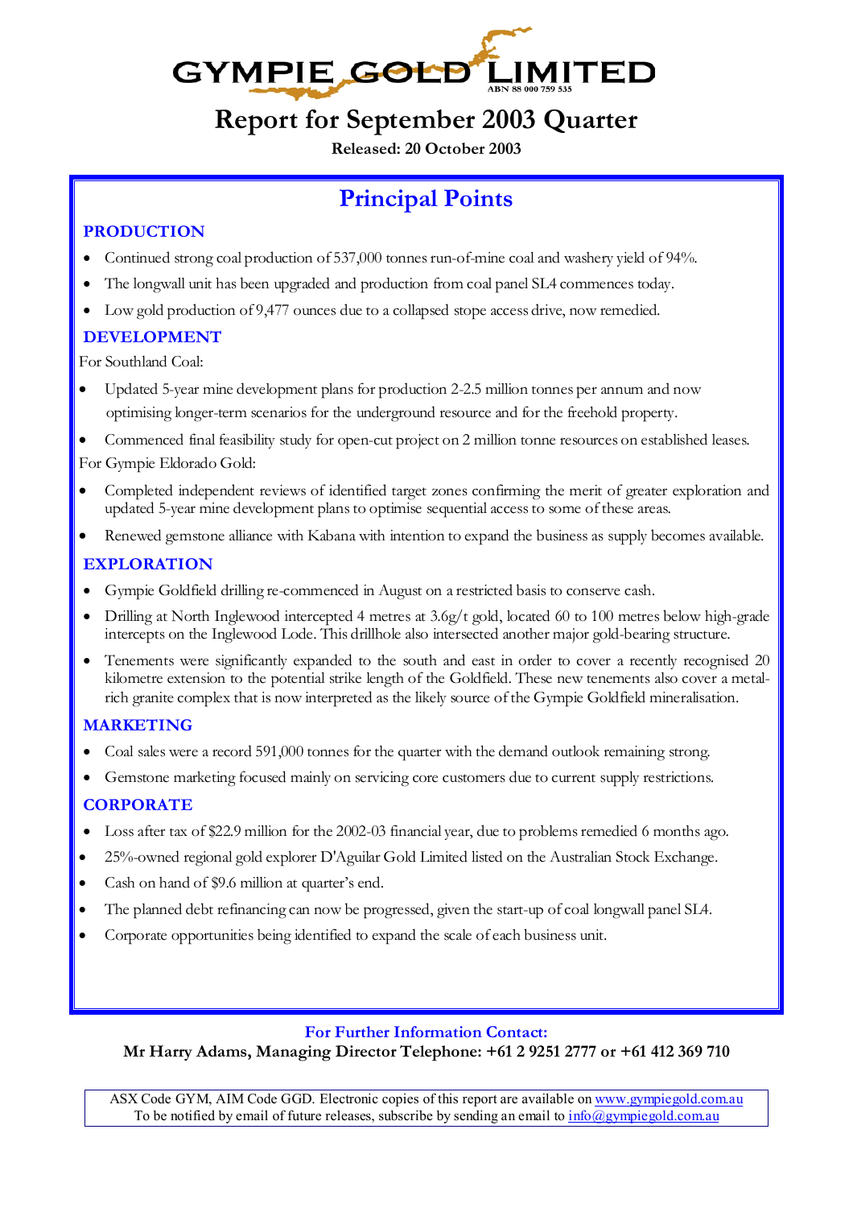# GYMPIE GOLD LIMITED

ABN 88 000 759 535

# Report for September 2003 Quarter

**Released: 20 October 2003**

## Principal Points

### PRODUCTION

- Continued strong coal production of 537,000 tonnes run-of-mine coal and washery yield of 94%.
- The longwall unit has been upgraded and production from coal panel SL4 commences today.
- Low gold production of 9,477 ounces due to a collapsed stope access drive, now remedied.

### DEVELOPMENT

For Southland Coal:

- Updated 5-year mine development plans for production 2-2.5 million tonnes per annum and now optimising longer-term scenarios for the underground resource and for the freehold property.
- Commenced final feasibility study for open-cut project on 2 million tonne resources on established leases.

For Gympie Eldorado Gold:

- Completed independent reviews of identified target zones confirming the merit of greater exploration and updated 5-year mine development plans to optimise sequential access to some of these areas.
- Renewed gemstone alliance with Kabana with intention to expand the business as supply becomes available.

### EXPLORATION

- Gympie Goldfield drilling re-commenced in August on a restricted basis to conserve cash.
- Drilling at North Inglewood intercepted 4 metres at 3.6g/t gold, located 60 to 100 metres below high-grade intercepts on the Inglewood Lode. This drillhole also intersected another major gold-bearing structure.
- Tenements were significantly expanded to the south and east in order to cover a recently recognised 20 kilometre extension to the potential strike length of the Goldfield. These new tenements also cover a metal-rich granite complex that is now interpreted as the likely source of the Gympie Goldfield mineralisation.

### MARKETING

- Coal sales were a record 591,000 tonnes for the quarter with the demand outlook remaining strong.
- Gemstone marketing focused mainly on servicing core customers due to current supply restrictions.

### CORPORATE

- Loss after tax of $22.9 million for the 2002-03 financial year, due to problems remedied 6 months ago.
- 25%-owned regional gold explorer D'Aguilar Gold Limited listed on the Australian Stock Exchange.
- Cash on hand of $9.6 million at quarter's end.
- The planned debt refinancing can now be progressed, given the start-up of coal longwall panel SL4.
- Corporate opportunities being identified to expand the scale of each business unit.

**For Further Information Contact:**

**Mr Harry Adams, Managing Director Telephone: +61 2 9251 2777 or +61 412 369 710**

ASX Code GYM, AIM Code GGD. Electronic copies of this report are available on www.gympiegold.com.au
To be notified by email of future releases, subscribe by sending an email to info@gympiegold.com.au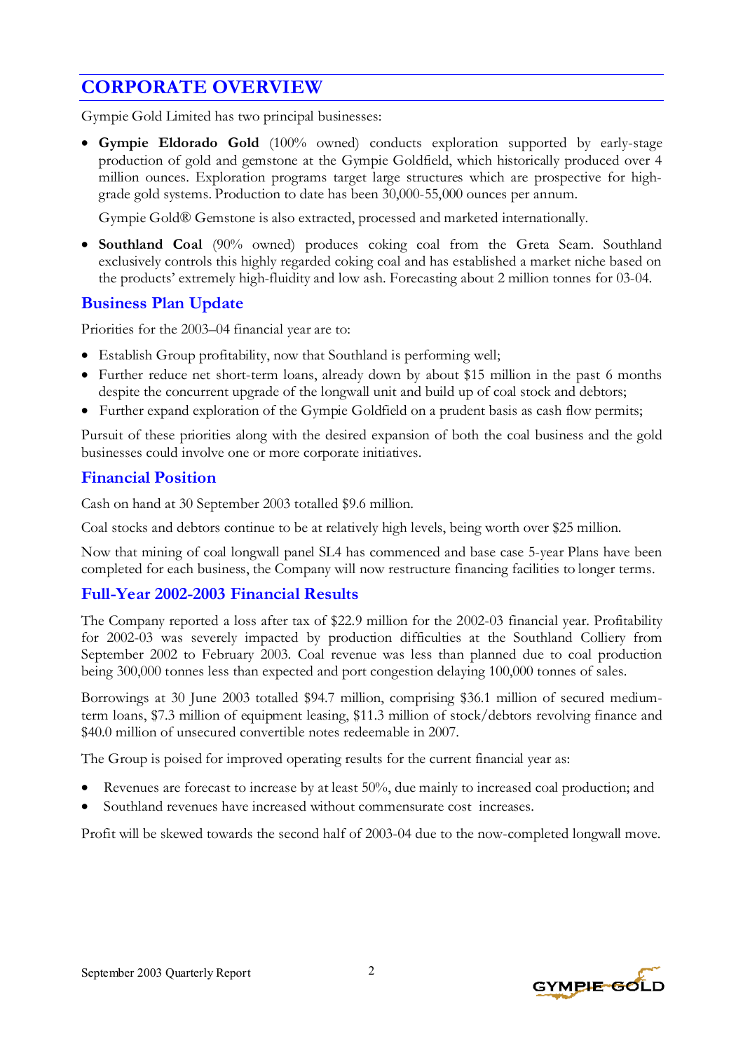# CORPORATE OVERVIEW

Gympie Gold Limited has two principal businesses:

- **Gympie Eldorado Gold** (100% owned) conducts exploration supported by early-stage production of gold and gemstone at the Gympie Goldfield, which historically produced over 4 million ounces. Exploration programs target large structures which are prospective for high-grade gold systems. Production to date has been 30,000-55,000 ounces per annum.

  Gympie Gold® Gemstone is also extracted, processed and marketed internationally.

- **Southland Coal** (90% owned) produces coking coal from the Greta Seam. Southland exclusively controls this highly regarded coking coal and has established a market niche based on the products' extremely high-fluidity and low ash. Forecasting about 2 million tonnes for 03-04.

## Business Plan Update

Priorities for the 2003–04 financial year are to:

- Establish Group profitability, now that Southland is performing well;
- Further reduce net short-term loans, already down by about $15 million in the past 6 months despite the concurrent upgrade of the longwall unit and build up of coal stock and debtors;
- Further expand exploration of the Gympie Goldfield on a prudent basis as cash flow permits;

Pursuit of these priorities along with the desired expansion of both the coal business and the gold businesses could involve one or more corporate initiatives.

## Financial Position

Cash on hand at 30 September 2003 totalled $9.6 million.

Coal stocks and debtors continue to be at relatively high levels, being worth over $25 million.

Now that mining of coal longwall panel SL4 has commenced and base case 5-year Plans have been completed for each business, the Company will now restructure financing facilities to longer terms.

## Full-Year 2002-2003 Financial Results

The Company reported a loss after tax of $22.9 million for the 2002-03 financial year. Profitability for 2002-03 was severely impacted by production difficulties at the Southland Colliery from September 2002 to February 2003. Coal revenue was less than planned due to coal production being 300,000 tonnes less than expected and port congestion delaying 100,000 tonnes of sales.

Borrowings at 30 June 2003 totalled $94.7 million, comprising $36.1 million of secured medium-term loans, $7.3 million of equipment leasing, $11.3 million of stock/debtors revolving finance and $40.0 million of unsecured convertible notes redeemable in 2007.

The Group is poised for improved operating results for the current financial year as:

- Revenues are forecast to increase by at least 50%, due mainly to increased coal production; and
- Southland revenues have increased without commensurate cost increases.

Profit will be skewed towards the second half of 2003-04 due to the now-completed longwall move.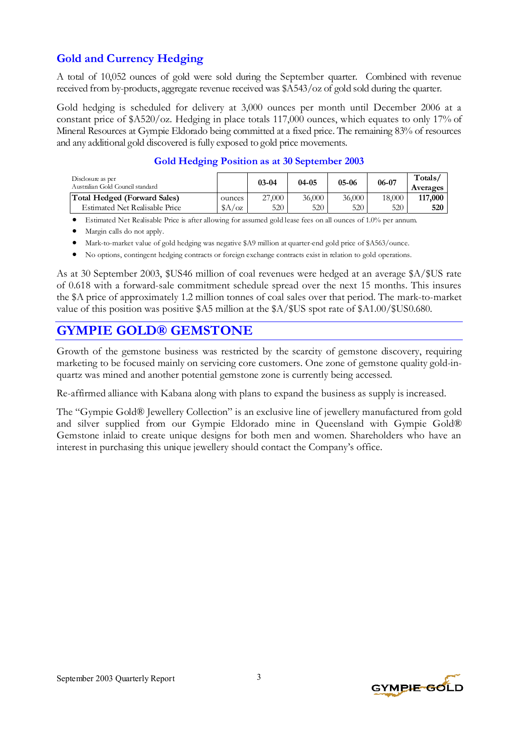## Gold and Currency Hedging

A total of 10,052 ounces of gold were sold during the September quarter. Combined with revenue received from by-products, aggregate revenue received was $A543/oz of gold sold during the quarter.

Gold hedging is scheduled for delivery at 3,000 ounces per month until December 2006 at a constant price of $A520/oz. Hedging in place totals 117,000 ounces, which equates to only 17% of Mineral Resources at Gympie Eldorado being committed at a fixed price. The remaining 83% of resources and any additional gold discovered is fully exposed to gold price movements.

### Gold Hedging Position as at 30 September 2003

| Disclosure as per Australian Gold Council standard | | 03-04 | 04-05 | 05-06 | 06-07 | Totals/ Averages |
|---|---|---|---|---|---|---|
| **Total Hedged (Forward Sales)** | ounces | 27,000 | 36,000 | 36,000 | 18,000 | **117,000** |
| Estimated Net Realisable Price | $A/oz | 520 | 520 | 520 | 520 | **520** |

- Estimated Net Realisable Price is after allowing for assumed gold lease fees on all ounces of 1.0% per annum.
- Margin calls do not apply.
- Mark-to-market value of gold hedging was negative $A9 million at quarter-end gold price of $A563/ounce.
- No options, contingent hedging contracts or foreign exchange contracts exist in relation to gold operations.

As at 30 September 2003, $US46 million of coal revenues were hedged at an average $A/$US rate of 0.618 with a forward-sale commitment schedule spread over the next 15 months. This insures the $A price of approximately 1.2 million tonnes of coal sales over that period. The mark-to-market value of this position was positive $A5 million at the $A/$US spot rate of $A1.00/$US0.680.

## GYMPIE GOLD® GEMSTONE

Growth of the gemstone business was restricted by the scarcity of gemstone discovery, requiring marketing to be focused mainly on servicing core customers. One zone of gemstone quality gold-in-quartz was mined and another potential gemstone zone is currently being accessed.

Re-affirmed alliance with Kabana along with plans to expand the business as supply is increased.

The "Gympie Gold® Jewellery Collection" is an exclusive line of jewellery manufactured from gold and silver supplied from our Gympie Eldorado mine in Queensland with Gympie Gold® Gemstone inlaid to create unique designs for both men and women. Shareholders who have an interest in purchasing this unique jewellery should contact the Company's office.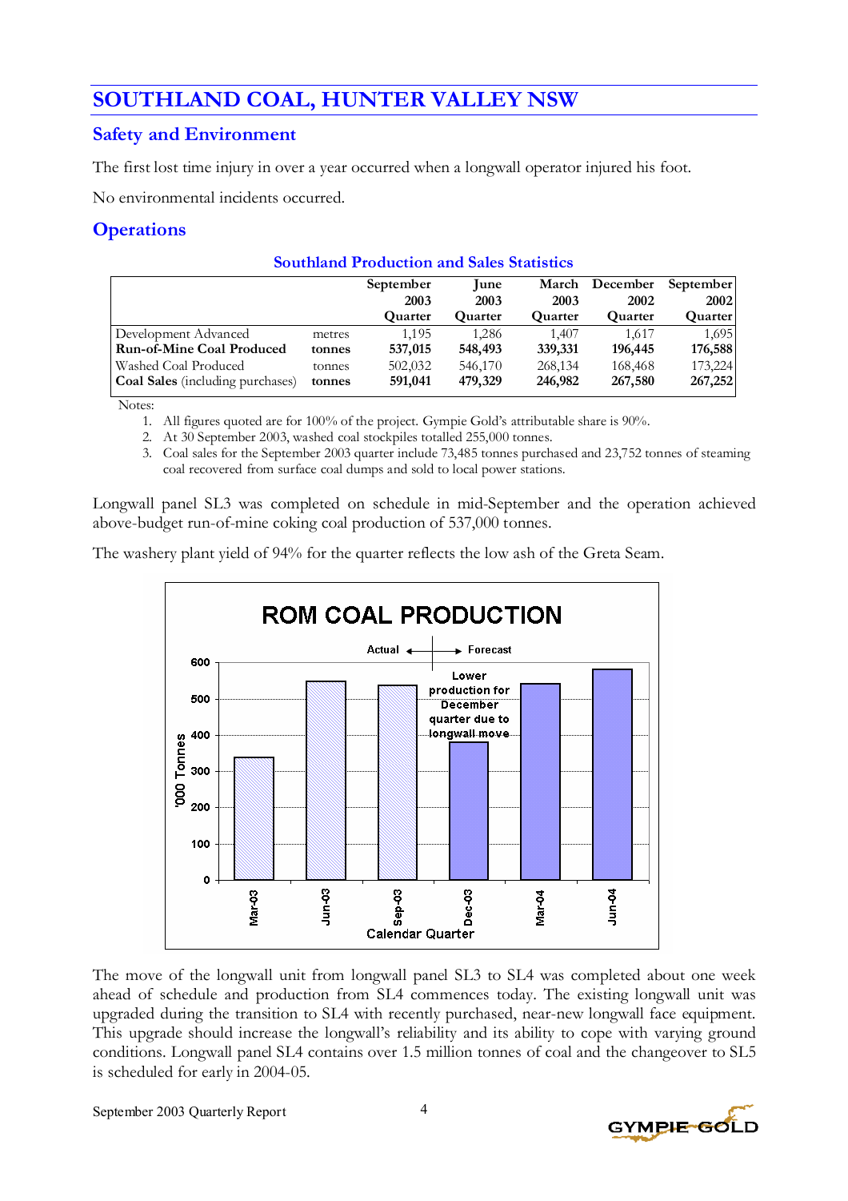# SOUTHLAND COAL, HUNTER VALLEY NSW

## Safety and Environment

The first lost time injury in over a year occurred when a longwall operator injured his foot.

No environmental incidents occurred.

## Operations

**Southland Production and Sales Statistics**

| | | September 2003 Quarter | June 2003 Quarter | March 2003 Quarter | December 2002 Quarter | September 2002 Quarter |
|---|---|---|---|---|---|---|
| Development Advanced | metres | 1,195 | 1,286 | 1,407 | 1,617 | 1,695 |
| **Run-of-Mine Coal Produced** | **tonnes** | **537,015** | **548,493** | **339,331** | **196,445** | **176,588** |
| Washed Coal Produced | tonnes | 502,032 | 546,170 | 268,134 | 168,468 | 173,224 |
| **Coal Sales** (including purchases) | **tonnes** | **591,041** | **479,329** | **246,982** | **267,580** | **267,252** |

Notes:

1. All figures quoted are for 100% of the project. Gympie Gold's attributable share is 90%.
2. At 30 September 2003, washed coal stockpiles totalled 255,000 tonnes.
3. Coal sales for the September 2003 quarter include 73,485 tonnes purchased and 23,752 tonnes of steaming coal recovered from surface coal dumps and sold to local power stations.

Longwall panel SL3 was completed on schedule in mid-September and the operation achieved above-budget run-of-mine coking coal production of 537,000 tonnes.

The washery plant yield of 94% for the quarter reflects the low ash of the Greta Seam.

The move of the longwall unit from longwall panel SL3 to SL4 was completed about one week ahead of schedule and production from SL4 commences today. The existing longwall unit was upgraded during the transition to SL4 with recently purchased, near-new longwall face equipment. This upgrade should increase the longwall's reliability and its ability to cope with varying ground conditions. Longwall panel SL4 contains over 1.5 million tonnes of coal and the changeover to SL5 is scheduled for early in 2004-05.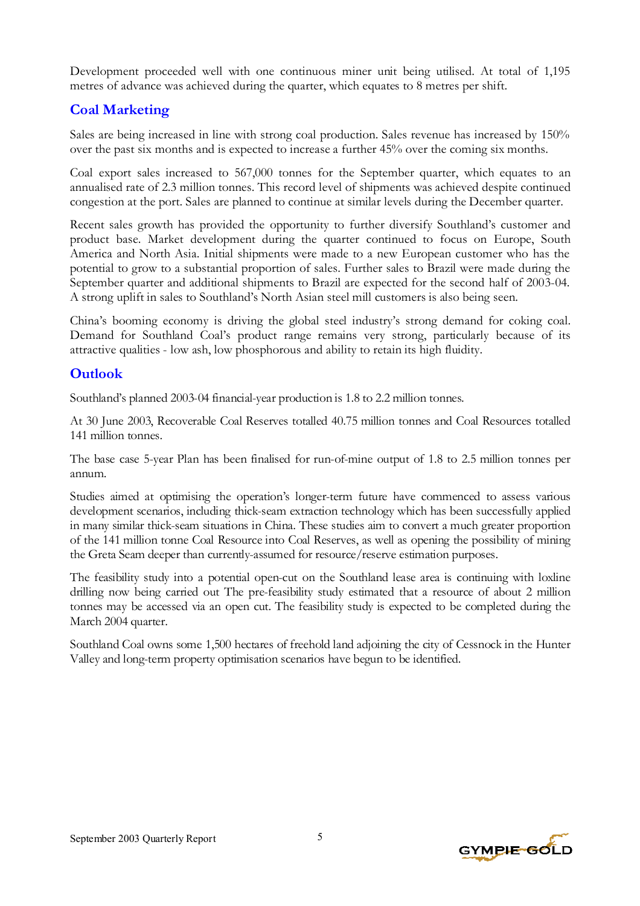Development proceeded well with one continuous miner unit being utilised. At total of 1,195 metres of advance was achieved during the quarter, which equates to 8 metres per shift.

## Coal Marketing

Sales are being increased in line with strong coal production. Sales revenue has increased by 150% over the past six months and is expected to increase a further 45% over the coming six months.

Coal export sales increased to 567,000 tonnes for the September quarter, which equates to an annualised rate of 2.3 million tonnes. This record level of shipments was achieved despite continued congestion at the port. Sales are planned to continue at similar levels during the December quarter.

Recent sales growth has provided the opportunity to further diversify Southland's customer and product base. Market development during the quarter continued to focus on Europe, South America and North Asia. Initial shipments were made to a new European customer who has the potential to grow to a substantial proportion of sales. Further sales to Brazil were made during the September quarter and additional shipments to Brazil are expected for the second half of 2003-04. A strong uplift in sales to Southland's North Asian steel mill customers is also being seen.

China's booming economy is driving the global steel industry's strong demand for coking coal. Demand for Southland Coal's product range remains very strong, particularly because of its attractive qualities - low ash, low phosphorous and ability to retain its high fluidity.

## Outlook

Southland's planned 2003-04 financial-year production is 1.8 to 2.2 million tonnes.

At 30 June 2003, Recoverable Coal Reserves totalled 40.75 million tonnes and Coal Resources totalled 141 million tonnes.

The base case 5-year Plan has been finalised for run-of-mine output of 1.8 to 2.5 million tonnes per annum.

Studies aimed at optimising the operation's longer-term future have commenced to assess various development scenarios, including thick-seam extraction technology which has been successfully applied in many similar thick-seam situations in China. These studies aim to convert a much greater proportion of the 141 million tonne Coal Resource into Coal Reserves, as well as opening the possibility of mining the Greta Seam deeper than currently-assumed for resource/reserve estimation purposes.

The feasibility study into a potential open-cut on the Southland lease area is continuing with loxline drilling now being carried out The pre-feasibility study estimated that a resource of about 2 million tonnes may be accessed via an open cut. The feasibility study is expected to be completed during the March 2004 quarter.

Southland Coal owns some 1,500 hectares of freehold land adjoining the city of Cessnock in the Hunter Valley and long-term property optimisation scenarios have begun to be identified.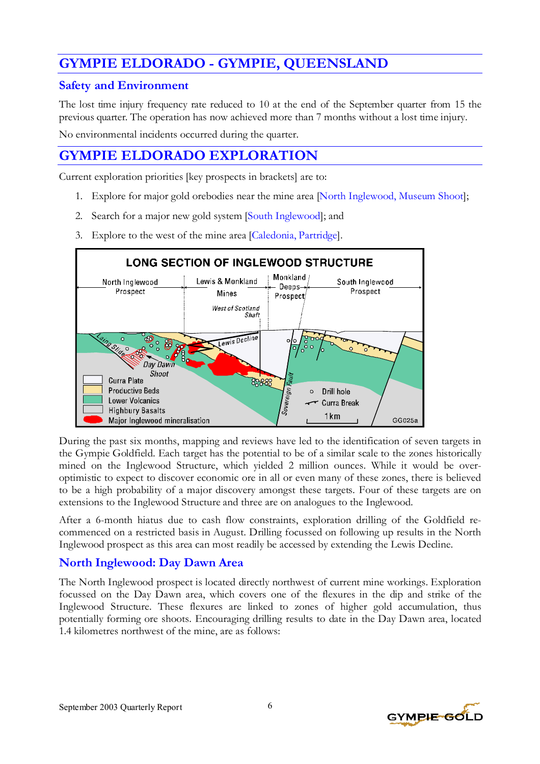## GYMPIE ELDORADO - GYMPIE, QUEENSLAND

### Safety and Environment

The lost time injury frequency rate reduced to 10 at the end of the September quarter from 15 the previous quarter. The operation has now achieved more than 7 months without a lost time injury.

No environmental incidents occurred during the quarter.

## GYMPIE ELDORADO EXPLORATION

Current exploration priorities [key prospects in brackets] are to:

1. Explore for major gold orebodies near the mine area [North Inglewood, Museum Shoot];
2. Search for a major new gold system [South Inglewood]; and
3. Explore to the west of the mine area [Caledonia, Partridge].

During the past six months, mapping and reviews have led to the identification of seven targets in the Gympie Goldfield. Each target has the potential to be of a similar scale to the zones historically mined on the Inglewood Structure, which yielded 2 million ounces. While it would be over-optimistic to expect to discover economic ore in all or even many of these zones, there is believed to be a high probability of a major discovery amongst these targets. Four of these targets are on extensions to the Inglewood Structure and three are on analogues to the Inglewood.

After a 6-month hiatus due to cash flow constraints, exploration drilling of the Goldfield re-commenced on a restricted basis in August. Drilling focussed on following up results in the North Inglewood prospect as this area can most readily be accessed by extending the Lewis Decline.

### North Inglewood: Day Dawn Area

The North Inglewood prospect is located directly northwest of current mine workings. Exploration focussed on the Day Dawn area, which covers one of the flexures in the dip and strike of the Inglewood Structure. These flexures are linked to zones of higher gold accumulation, thus potentially forming ore shoots. Encouraging drilling results to date in the Day Dawn area, located 1.4 kilometres northwest of the mine, are as follows: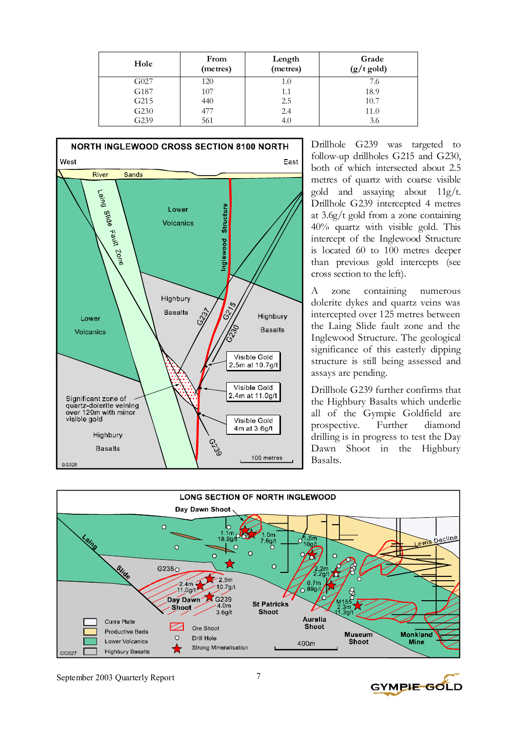| Hole | From (metres) | Length (metres) | Grade (g/t gold) |
|---|---|---|---|
| G027 | 120 | 1.0 | 7.6 |
| G187 | 107 | 1.1 | 18.9 |
| G215 | 440 | 2.5 | 10.7 |
| G230 | 477 | 2.4 | 11.0 |
| G239 | 561 | 4.0 | 3.6 |

Drillhole G239 was targeted to follow-up drillholes G215 and G230, both of which intersected about 2.5 metres of quartz with coarse visible gold and assaying about 11g/t. Drillhole G239 intercepted 4 metres at 3.6g/t gold from a zone containing 40% quartz with visible gold. This intercept of the Inglewood Structure is located 60 to 100 metres deeper than previous gold intercepts (see cross section to the left).

A zone containing numerous dolerite dykes and quartz veins was intercepted over 125 metres between the Laing Slide fault zone and the Inglewood Structure. The geological significance of this easterly dipping structure is still being assessed and assays are pending.

Drillhole G239 further confirms that the Highbury Basalts which underlie all of the Gympie Goldfield are prospective. Further diamond drilling is in progress to test the Day Dawn Shoot in the Highbury Basalts.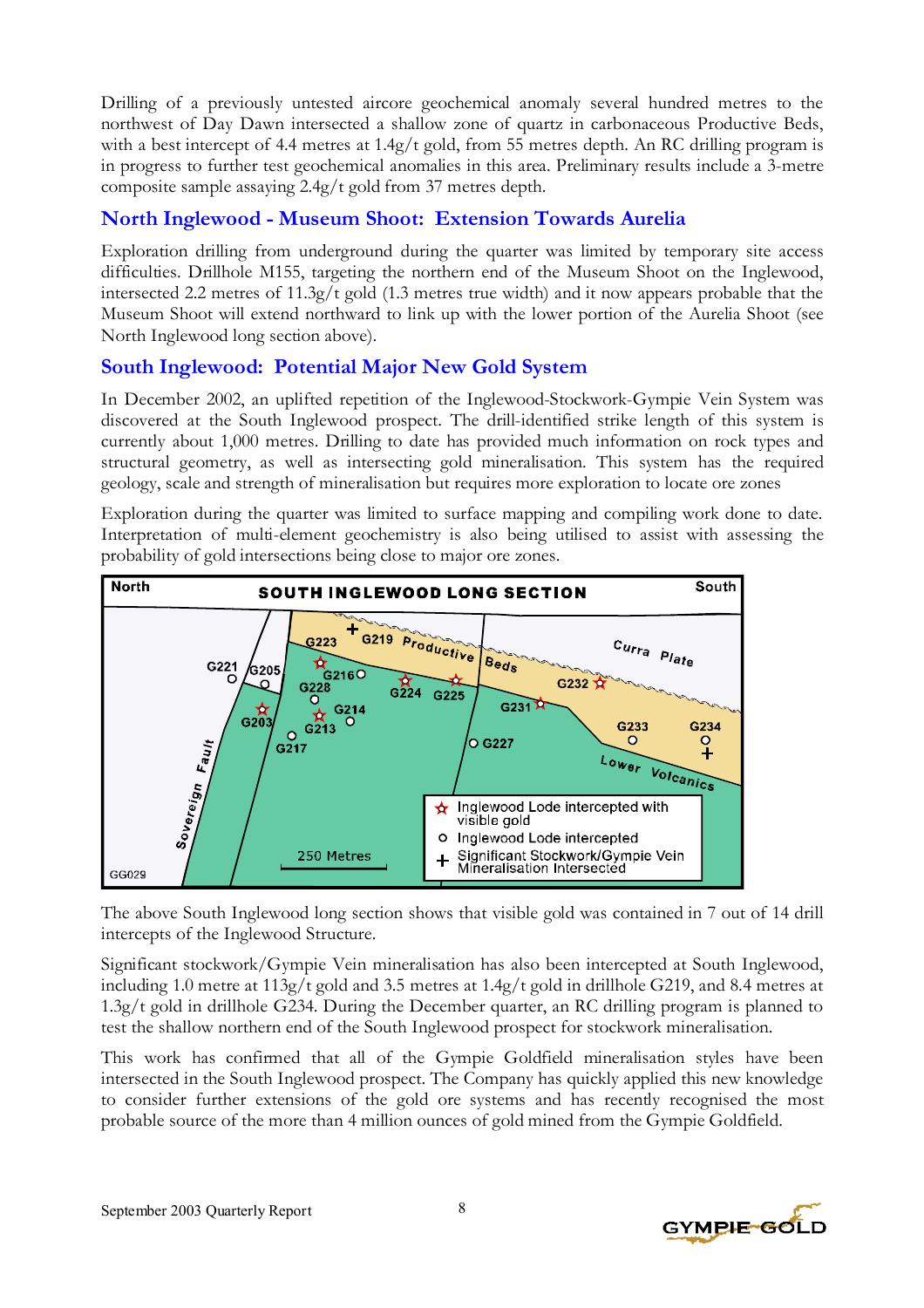Drilling of a previously untested aircore geochemical anomaly several hundred metres to the northwest of Day Dawn intersected a shallow zone of quartz in carbonaceous Productive Beds, with a best intercept of 4.4 metres at 1.4g/t gold, from 55 metres depth. An RC drilling program is in progress to further test geochemical anomalies in this area. Preliminary results include a 3-metre composite sample assaying 2.4g/t gold from 37 metres depth.

## North Inglewood - Museum Shoot: Extension Towards Aurelia

Exploration drilling from underground during the quarter was limited by temporary site access difficulties. Drillhole M155, targeting the northern end of the Museum Shoot on the Inglewood, intersected 2.2 metres of 11.3g/t gold (1.3 metres true width) and it now appears probable that the Museum Shoot will extend northward to link up with the lower portion of the Aurelia Shoot (see North Inglewood long section above).

## South Inglewood: Potential Major New Gold System

In December 2002, an uplifted repetition of the Inglewood-Stockwork-Gympie Vein System was discovered at the South Inglewood prospect. The drill-identified strike length of this system is currently about 1,000 metres. Drilling to date has provided much information on rock types and structural geometry, as well as intersecting gold mineralisation. This system has the required geology, scale and strength of mineralisation but requires more exploration to locate ore zones

Exploration during the quarter was limited to surface mapping and compiling work done to date. Interpretation of multi-element geochemistry is also being utilised to assist with assessing the probability of gold intersections being close to major ore zones.

The above South Inglewood long section shows that visible gold was contained in 7 out of 14 drill intercepts of the Inglewood Structure.

Significant stockwork/Gympie Vein mineralisation has also been intercepted at South Inglewood, including 1.0 metre at 113g/t gold and 3.5 metres at 1.4g/t gold in drillhole G219, and 8.4 metres at 1.3g/t gold in drillhole G234. During the December quarter, an RC drilling program is planned to test the shallow northern end of the South Inglewood prospect for stockwork mineralisation.

This work has confirmed that all of the Gympie Goldfield mineralisation styles have been intersected in the South Inglewood prospect. The Company has quickly applied this new knowledge to consider further extensions of the gold ore systems and has recently recognised the most probable source of the more than 4 million ounces of gold mined from the Gympie Goldfield.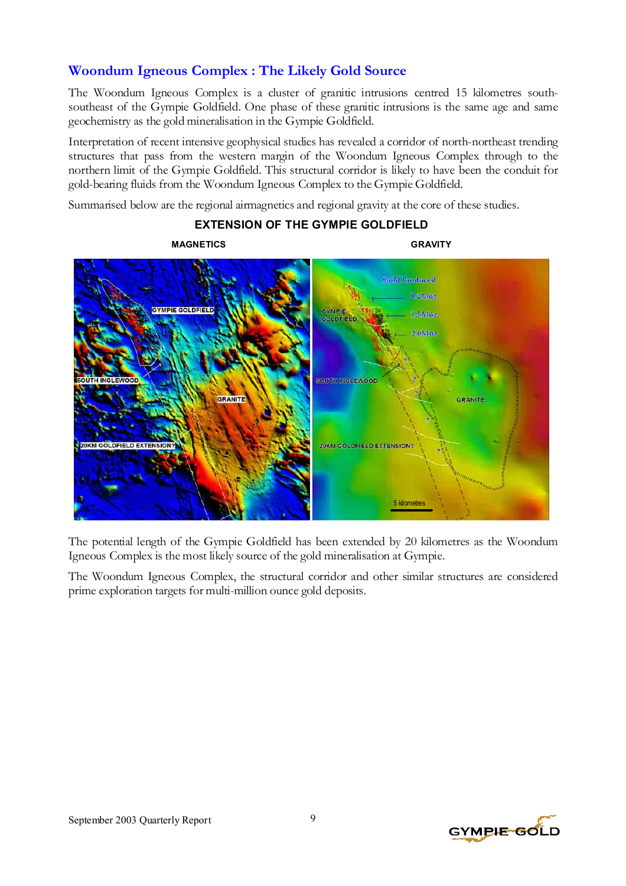## Woondum Igneous Complex : The Likely Gold Source

The Woondum Igneous Complex is a cluster of granitic intrusions centred 15 kilometres south-southeast of the Gympie Goldfield. One phase of these granitic intrusions is the same age and same geochemistry as the gold mineralisation in the Gympie Goldfield.

Interpretation of recent intensive geophysical studies has revealed a corridor of north-northeast trending structures that pass from the western margin of the Woondum Igneous Complex through to the northern limit of the Gympie Goldfield. This structural corridor is likely to have been the conduit for gold-bearing fluids from the Woondum Igneous Complex to the Gympie Goldfield.

Summarised below are the regional airmagnetics and regional gravity at the core of these studies.

**EXTENSION OF THE GYMPIE GOLDFIELD**

**MAGNETICS** | **GRAVITY**

The potential length of the Gympie Goldfield has been extended by 20 kilometres as the Woondum Igneous Complex is the most likely source of the gold mineralisation at Gympie.

The Woondum Igneous Complex, the structural corridor and other similar structures are considered prime exploration targets for multi-million ounce gold deposits.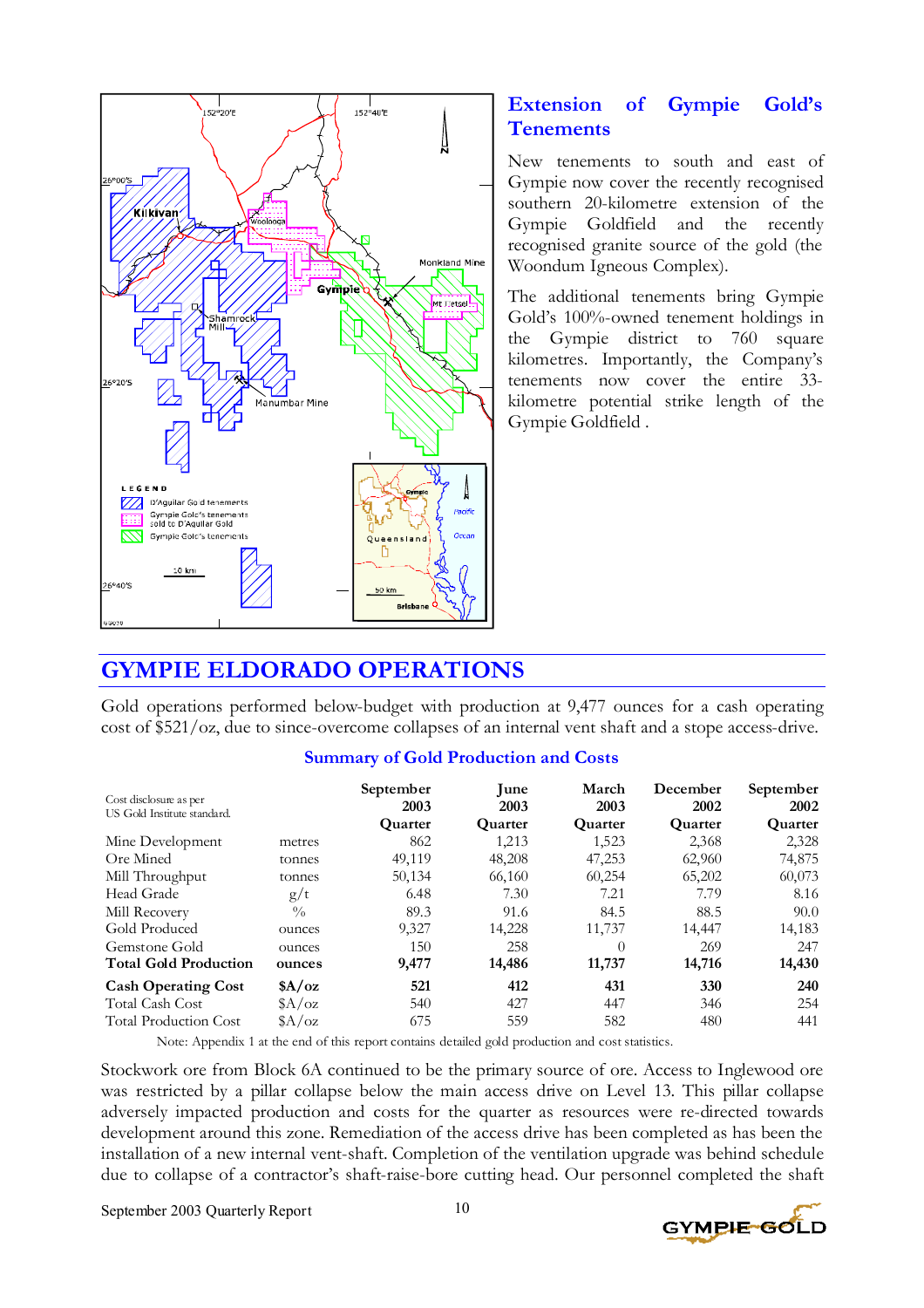## Extension of Gympie Gold's Tenements

New tenements to south and east of Gympie now cover the recently recognised southern 20-kilometre extension of the Gympie Goldfield and the recently recognised granite source of the gold (the Woondum Igneous Complex).

The additional tenements bring Gympie Gold's 100%-owned tenement holdings in the Gympie district to 760 square kilometres. Importantly, the Company's tenements now cover the entire 33-kilometre potential strike length of the Gympie Goldfield .

# GYMPIE ELDORADO OPERATIONS

Gold operations performed below-budget with production at 9,477 ounces for a cash operating cost of $521/oz, due to since-overcome collapses of an internal vent shaft and a stope access-drive.

### Summary of Gold Production and Costs

| Cost disclosure as per US Gold Institute standard. | | September 2003 Quarter | June 2003 Quarter | March 2003 Quarter | December 2002 Quarter | September 2002 Quarter |
|---|---|---|---|---|---|---|
| Mine Development | metres | 862 | 1,213 | 1,523 | 2,368 | 2,328 |
| Ore Mined | tonnes | 49,119 | 48,208 | 47,253 | 62,960 | 74,875 |
| Mill Throughput | tonnes | 50,134 | 66,160 | 60,254 | 65,202 | 60,073 |
| Head Grade | g/t | 6.48 | 7.30 | 7.21 | 7.79 | 8.16 |
| Mill Recovery | % | 89.3 | 91.6 | 84.5 | 88.5 | 90.0 |
| Gold Produced | ounces | 9,327 | 14,228 | 11,737 | 14,447 | 14,183 |
| Gemstone Gold | ounces | 150 | 258 | 0 | 269 | 247 |
| **Total Gold Production** | **ounces** | **9,477** | **14,486** | **11,737** | **14,716** | **14,430** |
| **Cash Operating Cost** | **$A/oz** | **521** | **412** | **431** | **330** | **240** |
| Total Cash Cost | $A/oz | 540 | 427 | 447 | 346 | 254 |
| Total Production Cost | $A/oz | 675 | 559 | 582 | 480 | 441 |

Note: Appendix 1 at the end of this report contains detailed gold production and cost statistics.

Stockwork ore from Block 6A continued to be the primary source of ore. Access to Inglewood ore was restricted by a pillar collapse below the main access drive on Level 13. This pillar collapse adversely impacted production and costs for the quarter as resources were re-directed towards development around this zone. Remediation of the access drive has been completed as has been the installation of a new internal vent-shaft. Completion of the ventilation upgrade was behind schedule due to collapse of a contractor's shaft-raise-bore cutting head. Our personnel completed the shaft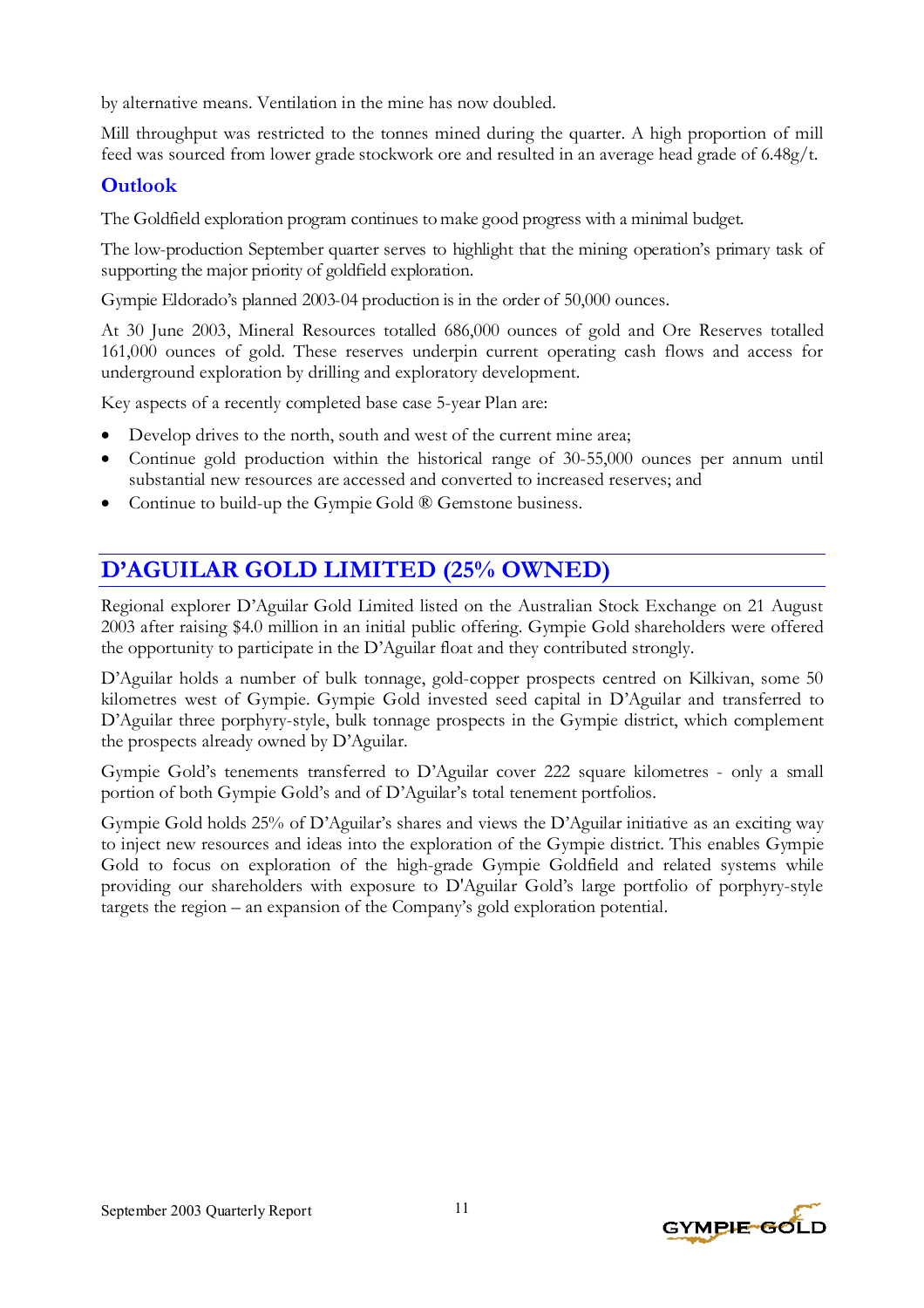by alternative means. Ventilation in the mine has now doubled.

Mill throughput was restricted to the tonnes mined during the quarter. A high proportion of mill feed was sourced from lower grade stockwork ore and resulted in an average head grade of 6.48g/t.

### Outlook

The Goldfield exploration program continues to make good progress with a minimal budget.

The low-production September quarter serves to highlight that the mining operation's primary task of supporting the major priority of goldfield exploration.

Gympie Eldorado's planned 2003-04 production is in the order of 50,000 ounces.

At 30 June 2003, Mineral Resources totalled 686,000 ounces of gold and Ore Reserves totalled 161,000 ounces of gold. These reserves underpin current operating cash flows and access for underground exploration by drilling and exploratory development.

Key aspects of a recently completed base case 5-year Plan are:

- Develop drives to the north, south and west of the current mine area;
- Continue gold production within the historical range of 30-55,000 ounces per annum until substantial new resources are accessed and converted to increased reserves; and
- Continue to build-up the Gympie Gold ® Gemstone business.

## D'AGUILAR GOLD LIMITED (25% OWNED)

Regional explorer D'Aguilar Gold Limited listed on the Australian Stock Exchange on 21 August 2003 after raising $4.0 million in an initial public offering. Gympie Gold shareholders were offered the opportunity to participate in the D'Aguilar float and they contributed strongly.

D'Aguilar holds a number of bulk tonnage, gold-copper prospects centred on Kilkivan, some 50 kilometres west of Gympie. Gympie Gold invested seed capital in D'Aguilar and transferred to D'Aguilar three porphyry-style, bulk tonnage prospects in the Gympie district, which complement the prospects already owned by D'Aguilar.

Gympie Gold's tenements transferred to D'Aguilar cover 222 square kilometres - only a small portion of both Gympie Gold's and of D'Aguilar's total tenement portfolios.

Gympie Gold holds 25% of D'Aguilar's shares and views the D'Aguilar initiative as an exciting way to inject new resources and ideas into the exploration of the Gympie district. This enables Gympie Gold to focus on exploration of the high-grade Gympie Goldfield and related systems while providing our shareholders with exposure to D'Aguilar Gold's large portfolio of porphyry-style targets the region – an expansion of the Company's gold exploration potential.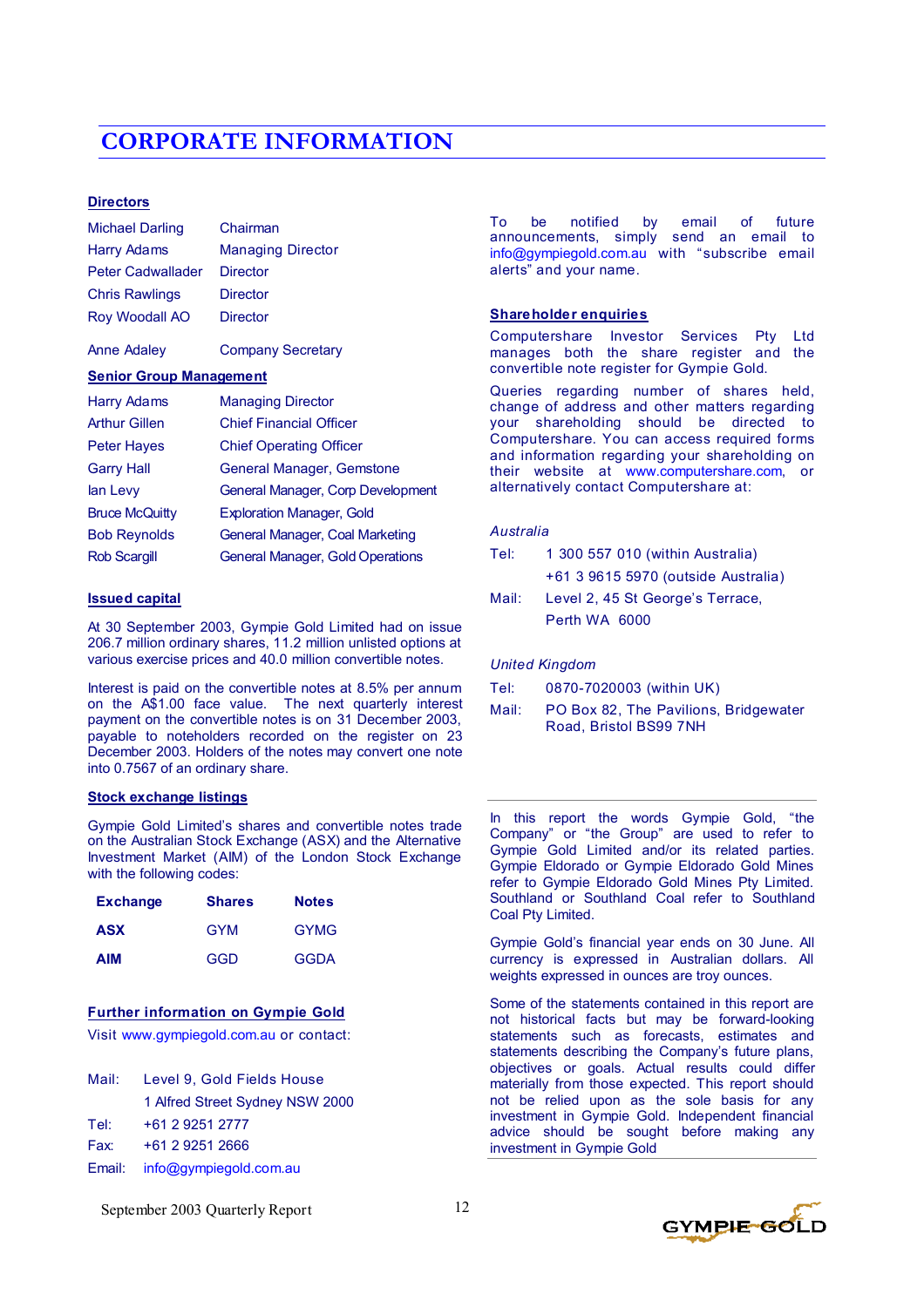# CORPORATE INFORMATION

## Directors

| | |
|---|---|
| Michael Darling | Chairman |
| Harry Adams | Managing Director |
| Peter Cadwallader | Director |
| Chris Rawlings | Director |
| Roy Woodall AO | Director |
| Anne Adaley | Company Secretary |

## Senior Group Management

| | |
|---|---|
| Harry Adams | Managing Director |
| Arthur Gillen | Chief Financial Officer |
| Peter Hayes | Chief Operating Officer |
| Garry Hall | General Manager, Gemstone |
| Ian Levy | General Manager, Corp Development |
| Bruce McQuitty | Exploration Manager, Gold |
| Bob Reynolds | General Manager, Coal Marketing |
| Rob Scargill | General Manager, Gold Operations |

## Issued capital

At 30 September 2003, Gympie Gold Limited had on issue 206.7 million ordinary shares, 11.2 million unlisted options at various exercise prices and 40.0 million convertible notes.

Interest is paid on the convertible notes at 8.5% per annum on the A$1.00 face value. The next quarterly interest payment on the convertible notes is on 31 December 2003, payable to noteholders recorded on the register on 23 December 2003. Holders of the notes may convert one note into 0.7567 of an ordinary share.

## Stock exchange listings

Gympie Gold Limited's shares and convertible notes trade on the Australian Stock Exchange (ASX) and the Alternative Investment Market (AIM) of the London Stock Exchange with the following codes:

| Exchange | Shares | Notes |
|---|---|---|
| **ASX** | GYM | GYMG |
| **AIM** | GGD | GGDA |

## Further information on Gympie Gold

Visit www.gympiegold.com.au or contact:

Mail: Level 9, Gold Fields House
1 Alfred Street Sydney NSW 2000
Tel: +61 2 9251 2777
Fax: +61 2 9251 2666
Email: info@gympiegold.com.au

To be notified by email of future announcements, simply send an email to info@gympiegold.com.au with "subscribe email alerts" and your name.

## Shareholder enquiries

Computershare Investor Services Pty Ltd manages both the share register and the convertible note register for Gympie Gold.

Queries regarding number of shares held, change of address and other matters regarding your shareholding should be directed to Computershare. You can access required forms and information regarding your shareholding on their website at www.computershare.com, or alternatively contact Computershare at:

*Australia*

Tel: 1 300 557 010 (within Australia)
+61 3 9615 5970 (outside Australia)
Mail: Level 2, 45 St George's Terrace,
Perth WA 6000

*United Kingdom*

Tel: 0870-7020003 (within UK)
Mail: PO Box 82, The Pavilions, Bridgewater Road, Bristol BS99 7NH

---

In this report the words Gympie Gold, "the Company" or "the Group" are used to refer to Gympie Gold Limited and/or its related parties. Gympie Eldorado or Gympie Eldorado Gold Mines refer to Gympie Eldorado Gold Mines Pty Limited. Southland or Southland Coal refer to Southland Coal Pty Limited.

Gympie Gold's financial year ends on 30 June. All currency is expressed in Australian dollars. All weights expressed in ounces are troy ounces.

Some of the statements contained in this report are not historical facts but may be forward-looking statements such as forecasts, estimates and statements describing the Company's future plans, objectives or goals. Actual results could differ materially from those expected. This report should not be relied upon as the sole basis for any investment in Gympie Gold. Independent financial advice should be sought before making any investment in Gympie Gold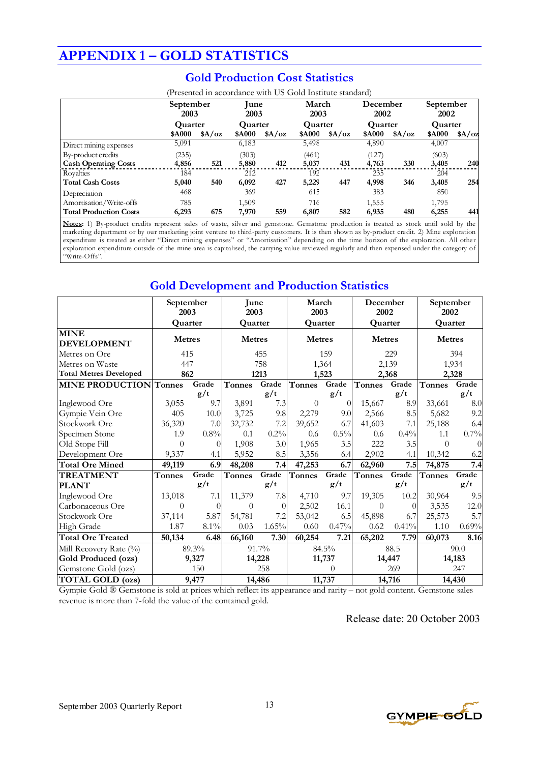# APPENDIX 1 – GOLD STATISTICS

## Gold Production Cost Statistics

(Presented in accordance with US Gold Institute standard)

| | September 2003 Quarter | | June 2003 Quarter | | March 2003 Quarter | | December 2002 Quarter | | September 2002 Quarter | |
|---|---|---|---|---|---|---|---|---|---|---|
| | $A000 | $A/oz | $A000 | $A/oz | $A000 | $A/oz | $A000 | $A/oz | $A000 | $A/oz |
| Direct mining expenses | 5,091 | | 6,183 | | 5,498 | | 4,890 | | 4,007 | |
| By-product credits | (235) | | (303) | | (461) | | (127) | | (603) | |
| **Cash Operating Costs** | **4,856** | **521** | **5,880** | **412** | **5,037** | **431** | **4,763** | **330** | **3,405** | **240** |
| Royalties | 184 | | 212 | | 192 | | 235 | | 204 | |
| **Total Cash Costs** | **5,040** | **540** | **6,092** | **427** | **5,229** | **447** | **4,998** | **346** | **3,405** | **254** |
| Depreciation | 468 | | 369 | | 615 | | 383 | | 850 | |
| Amortisation/Write-offs | 785 | | 1,509 | | 716 | | 1,555 | | 1,795 | |
| **Total Production Costs** | **6,293** | **675** | **7,970** | **559** | **6,807** | **582** | **6,935** | **480** | **6,255** | **441** |

**Notes:** 1) By-product credits represent sales of waste, silver and gemstone. Gemstone production is treated as stock until sold by the marketing department or by our marketing joint venture to third-party customers. It is then shown as by-product credit. 2) Mine exploration expenditure is treated as either "Direct mining expenses" or "Amortisation" depending on the time horizon of the exploration. All other exploration expenditure outside of the mine area is capitalised, the carrying value reviewed regularly and then expensed under the category of "Write-Offs".

## Gold Development and Production Statistics

| | September 2003 Quarter | | June 2003 Quarter | | March 2003 Quarter | | December 2002 Quarter | | September 2002 Quarter | |
|---|---|---|---|---|---|---|---|---|---|---|
| **MINE DEVELOPMENT** | Metres | | Metres | | Metres | | Metres | | Metres | |
| Metres on Ore | 415 | | 455 | | 159 | | 229 | | 394 | |
| Metres on Waste | 447 | | 758 | | 1,364 | | 2,139 | | 1,934 | |
| **Total Metres Developed** | **862** | | **1213** | | **1,523** | | **2,368** | | **2,328** | |
| **MINE PRODUCTION** | **Tonnes** | **Grade g/t** | **Tonnes** | **Grade g/t** | **Tonnes** | **Grade g/t** | **Tonnes** | **Grade g/t** | **Tonnes** | **Grade g/t** |
| Inglewood Ore | 3,055 | 9.7 | 3,891 | 7.3 | 0 | 0 | 15,667 | 8.9 | 33,661 | 8.0 |
| Gympie Vein Ore | 405 | 10.0 | 3,725 | 9.8 | 2,279 | 9.0 | 2,566 | 8.5 | 5,682 | 9.2 |
| Stockwork Ore | 36,320 | 7.0 | 32,732 | 7.2 | 39,652 | 6.7 | 41,603 | 7.1 | 25,188 | 6.4 |
| Specimen Stone | 1.9 | 0.8% | 0.1 | 0.2% | 0.6 | 0.5% | 0.6 | 0.4% | 1.1 | 0.7% |
| Old Stope Fill | 0 | 0 | 1,908 | 3.0 | 1,965 | 3.5 | 222 | 3.5 | 0 | 0 |
| Development Ore | 9,337 | 4.1 | 5,952 | 8.5 | 3,356 | 6.4 | 2,902 | 4.1 | 10,342 | 6.2 |
| **Total Ore Mined** | **49,119** | **6.9** | **48,208** | **7.4** | **47,253** | **6.7** | **62,960** | **7.5** | **74,875** | **7.4** |
| **TREATMENT PLANT** | **Tonnes** | **Grade g/t** | **Tonnes** | **Grade g/t** | **Tonnes** | **Grade g/t** | **Tonnes** | **Grade g/t** | **Tonnes** | **Grade g/t** |
| Inglewood Ore | 13,018 | 7.1 | 11,379 | 7.8 | 4,710 | 9.7 | 19,305 | 10.2 | 30,964 | 9.5 |
| Carbonaceous Ore | 0 | 0 | 0 | 0 | 2,502 | 16.1 | 0 | 0 | 3,535 | 12.0 |
| Stockwork Ore | 37,114 | 5.87 | 54,781 | 7.2 | 53,042 | 6.5 | 45,898 | 6.7 | 25,573 | 5.7 |
| High Grade | 1.87 | 8.1% | 0.03 | 1.65% | 0.60 | 0.47% | 0.62 | 0.41% | 1.10 | 0.69% |
| **Total Ore Treated** | **50,134** | **6.48** | **66,160** | **7.30** | **60,254** | **7.21** | **65,202** | **7.79** | **60,073** | **8.16** |
| Mill Recovery Rate (%) | 89.3% | | 91.7% | | 84.5% | | 88.5 | | 90.0 | |
| **Gold Produced (ozs)** | **9,327** | | **14,228** | | **11,737** | | **14,447** | | **14,183** | |
| Gemstone Gold (ozs) | 150 | | 258 | | 0 | | 269 | | 247 | |
| **TOTAL GOLD (ozs)** | **9,477** | | **14,486** | | **11,737** | | **14,716** | | **14,430** | |

Gympie Gold ® Gemstone is sold at prices which reflect its appearance and rarity – not gold content. Gemstone sales revenue is more than 7-fold the value of the contained gold.

Release date: 20 October 2003